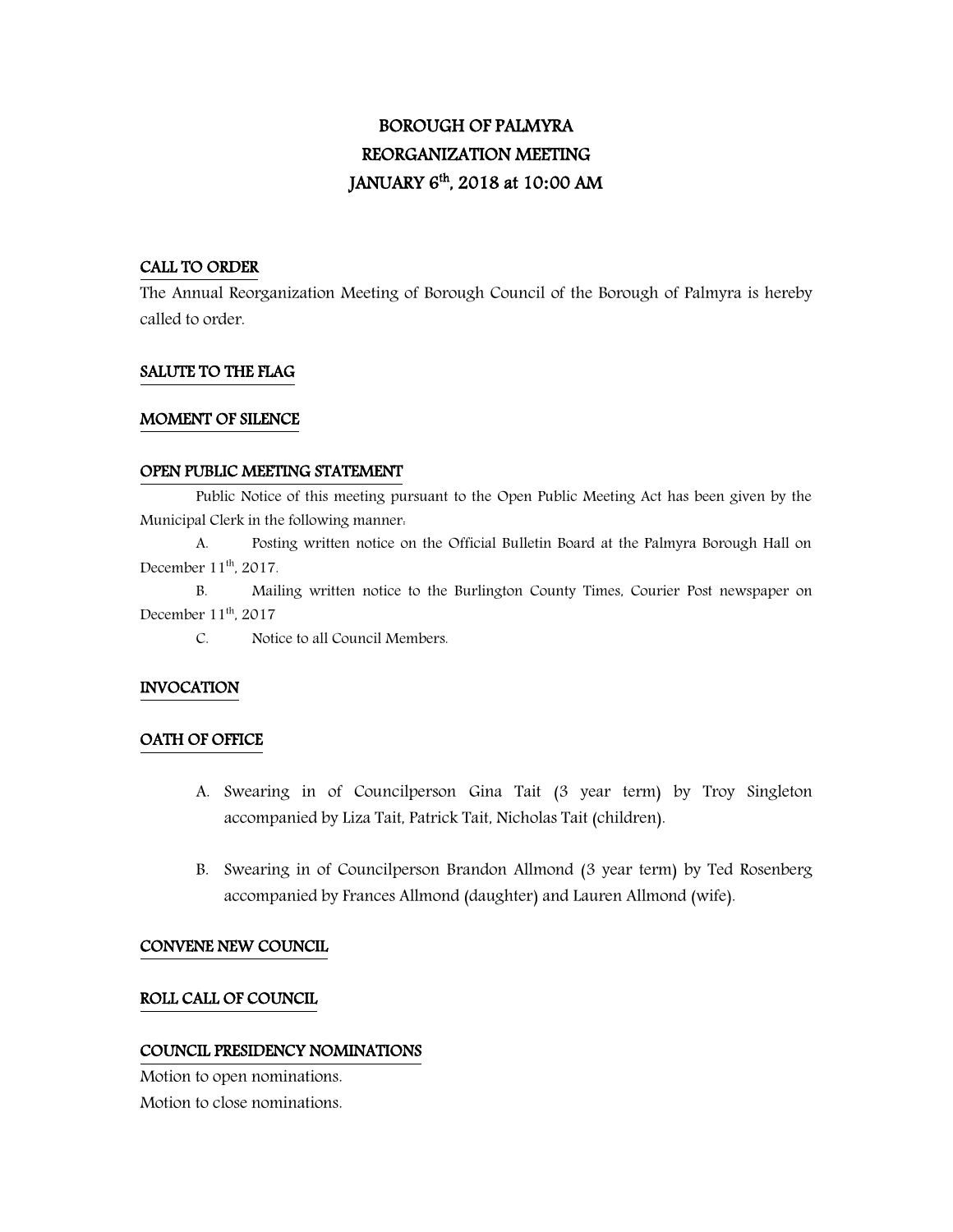# BOROUGH OF PALMYRA
# REORGANIZATION MEETING
# JANUARY 6th, 2018 at 10:00 AM

## CALL TO ORDER

The Annual Reorganization Meeting of Borough Council of the Borough of Palmyra is hereby called to order.

## SALUTE TO THE FLAG

## MOMENT OF SILENCE

## OPEN PUBLIC MEETING STATEMENT

Public Notice of this meeting pursuant to the Open Public Meeting Act has been given by the Municipal Clerk in the following manner:

A. Posting written notice on the Official Bulletin Board at the Palmyra Borough Hall on December 11th, 2017.

B. Mailing written notice to the Burlington County Times, Courier Post newspaper on December 11th, 2017

C. Notice to all Council Members.

## INVOCATION

## OATH OF OFFICE

A. Swearing in of Councilperson Gina Tait (3 year term) by Troy Singleton accompanied by Liza Tait, Patrick Tait, Nicholas Tait (children).

B. Swearing in of Councilperson Brandon Allmond (3 year term) by Ted Rosenberg accompanied by Frances Allmond (daughter) and Lauren Allmond (wife).

## CONVENE NEW COUNCIL

## ROLL CALL OF COUNCIL

## COUNCIL PRESIDENCY NOMINATIONS

Motion to open nominations.

Motion to close nominations.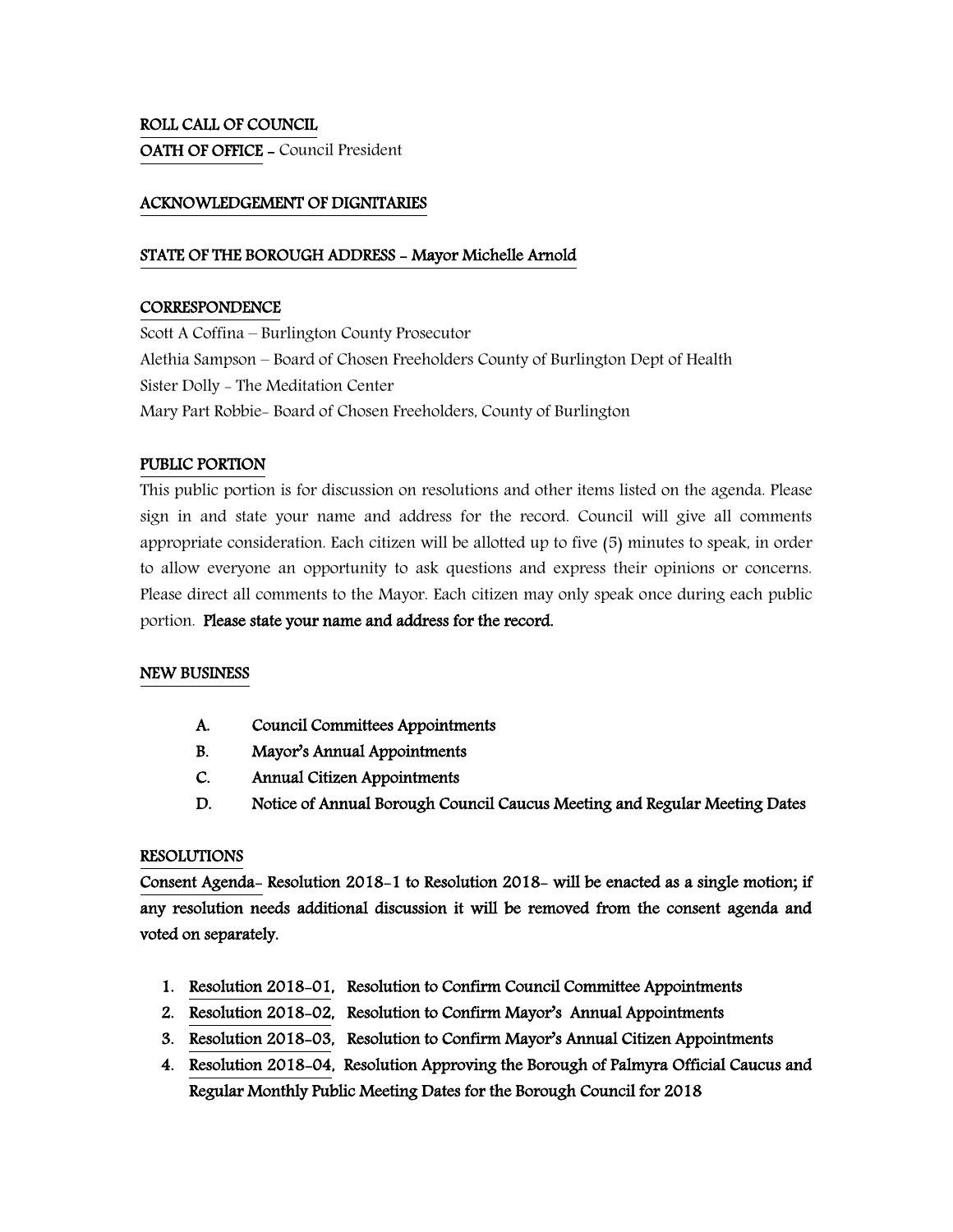**ROLL CALL OF COUNCIL**

**OATH OF OFFICE** – Council President

**ACKNOWLEDGEMENT OF DIGNITARIES**

**STATE OF THE BOROUGH ADDRESS – Mayor Michelle Arnold**

**CORRESPONDENCE**

Scott A Coffina – Burlington County Prosecutor
Alethia Sampson – Board of Chosen Freeholders County of Burlington Dept of Health
Sister Dolly - The Meditation Center
Mary Part Robbie- Board of Chosen Freeholders, County of Burlington

**PUBLIC PORTION**

This public portion is for discussion on resolutions and other items listed on the agenda. Please sign in and state your name and address for the record. Council will give all comments appropriate consideration. Each citizen will be allotted up to five (5) minutes to speak, in order to allow everyone an opportunity to ask questions and express their opinions or concerns. Please direct all comments to the Mayor. Each citizen may only speak once during each public portion. **Please state your name and address for the record.**

**NEW BUSINESS**

- **A. Council Committees Appointments**
- **B. Mayor's Annual Appointments**
- **C. Annual Citizen Appointments**
- **D. Notice of Annual Borough Council Caucus Meeting and Regular Meeting Dates**

**RESOLUTIONS**

**Consent Agenda- Resolution 2018-1 to Resolution 2018- will be enacted as a single motion; if any resolution needs additional discussion it will be removed from the consent agenda and voted on separately.**

1. **Resolution 2018-01, Resolution to Confirm Council Committee Appointments**
2. **Resolution 2018-02, Resolution to Confirm Mayor's Annual Appointments**
3. **Resolution 2018-03, Resolution to Confirm Mayor's Annual Citizen Appointments**
4. **Resolution 2018-04, Resolution Approving the Borough of Palmyra Official Caucus and Regular Monthly Public Meeting Dates for the Borough Council for 2018**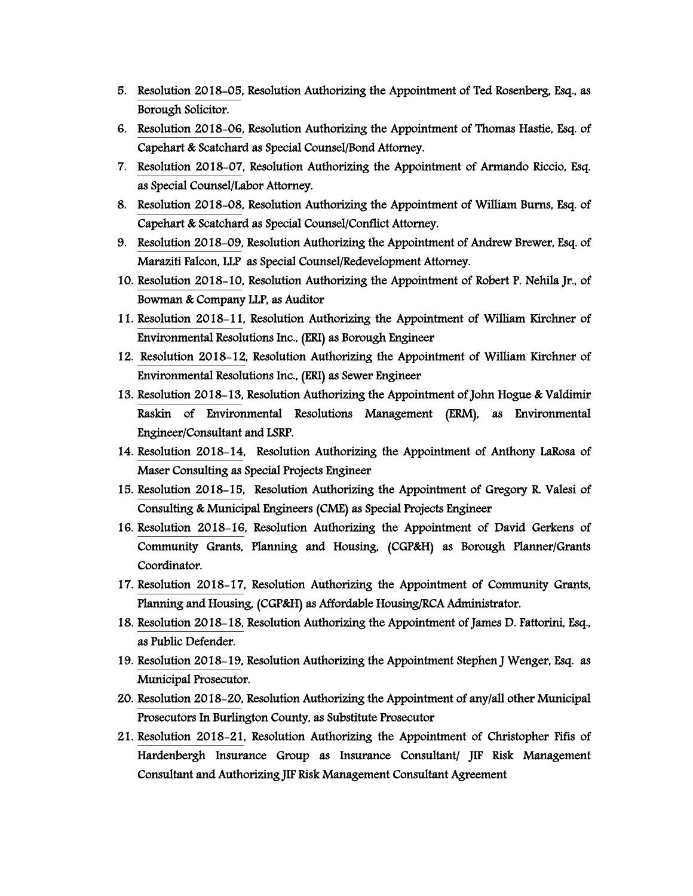5. Resolution 2018-05, Resolution Authorizing the Appointment of Ted Rosenberg, Esq., as Borough Solicitor.
6. Resolution 2018-06, Resolution Authorizing the Appointment of Thomas Hastie, Esq. of Capehart & Scatchard as Special Counsel/Bond Attorney.
7. Resolution 2018-07, Resolution Authorizing the Appointment of Armando Riccio, Esq. as Special Counsel/Labor Attorney.
8. Resolution 2018-08, Resolution Authorizing the Appointment of William Burns, Esq. of Capehart & Scatchard as Special Counsel/Conflict Attorney.
9. Resolution 2018-09, Resolution Authorizing the Appointment of Andrew Brewer, Esq. of Maraziti Falcon, LLP as Special Counsel/Redevelopment Attorney.
10. Resolution 2018-10, Resolution Authorizing the Appointment of Robert P. Nehila Jr., of Bowman & Company LLP, as Auditor
11. Resolution 2018-11, Resolution Authorizing the Appointment of William Kirchner of Environmental Resolutions Inc., (ERI) as Borough Engineer
12. Resolution 2018-12, Resolution Authorizing the Appointment of William Kirchner of Environmental Resolutions Inc., (ERI) as Sewer Engineer
13. Resolution 2018-13, Resolution Authorizing the Appointment of John Hogue & Valdimir Raskin of Environmental Resolutions Management (ERM), as Environmental Engineer/Consultant and LSRP.
14. Resolution 2018-14, Resolution Authorizing the Appointment of Anthony LaRosa of Maser Consulting as Special Projects Engineer
15. Resolution 2018-15, Resolution Authorizing the Appointment of Gregory R. Valesi of Consulting & Municipal Engineers (CME) as Special Projects Engineer
16. Resolution 2018-16, Resolution Authorizing the Appointment of David Gerkens of Community Grants, Planning and Housing, (CGP&H) as Borough Planner/Grants Coordinator.
17. Resolution 2018-17, Resolution Authorizing the Appointment of Community Grants, Planning and Housing, (CGP&H) as Affordable Housing/RCA Administrator.
18. Resolution 2018-18, Resolution Authorizing the Appointment of James D. Fattorini, Esq., as Public Defender.
19. Resolution 2018-19, Resolution Authorizing the Appointment Stephen J Wenger, Esq. as Municipal Prosecutor.
20. Resolution 2018-20, Resolution Authorizing the Appointment of any/all other Municipal Prosecutors In Burlington County, as Substitute Prosecutor
21. Resolution 2018-21, Resolution Authorizing the Appointment of Christopher Fifis of Hardenbergh Insurance Group as Insurance Consultant/ JIF Risk Management Consultant and Authorizing JIF Risk Management Consultant Agreement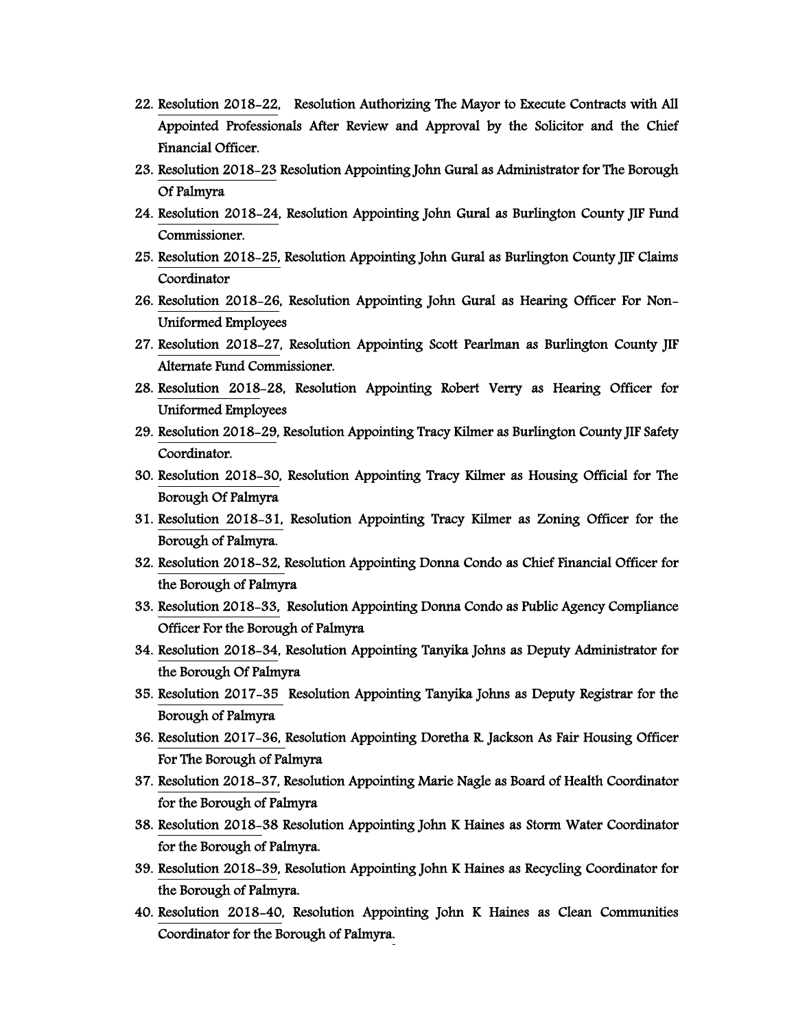22. Resolution 2018-22, Resolution Authorizing The Mayor to Execute Contracts with All Appointed Professionals After Review and Approval by the Solicitor and the Chief Financial Officer.
23. Resolution 2018-23 Resolution Appointing John Gural as Administrator for The Borough Of Palmyra
24. Resolution 2018-24, Resolution Appointing John Gural as Burlington County JIF Fund Commissioner.
25. Resolution 2018-25, Resolution Appointing John Gural as Burlington County JIF Claims Coordinator
26. Resolution 2018-26, Resolution Appointing John Gural as Hearing Officer For Non-Uniformed Employees
27. Resolution 2018-27, Resolution Appointing Scott Pearlman as Burlington County JIF Alternate Fund Commissioner.
28. Resolution 2018-28, Resolution Appointing Robert Verry as Hearing Officer for Uniformed Employees
29. Resolution 2018-29, Resolution Appointing Tracy Kilmer as Burlington County JIF Safety Coordinator.
30. Resolution 2018-30, Resolution Appointing Tracy Kilmer as Housing Official for The Borough Of Palmyra
31. Resolution 2018-31, Resolution Appointing Tracy Kilmer as Zoning Officer for the Borough of Palmyra.
32. Resolution 2018-32, Resolution Appointing Donna Condo as Chief Financial Officer for the Borough of Palmyra
33. Resolution 2018-33, Resolution Appointing Donna Condo as Public Agency Compliance Officer For the Borough of Palmyra
34. Resolution 2018-34, Resolution Appointing Tanyika Johns as Deputy Administrator for the Borough Of Palmyra
35. Resolution 2017-35 Resolution Appointing Tanyika Johns as Deputy Registrar for the Borough of Palmyra
36. Resolution 2017-36, Resolution Appointing Doretha R. Jackson As Fair Housing Officer For The Borough of Palmyra
37. Resolution 2018-37, Resolution Appointing Marie Nagle as Board of Health Coordinator for the Borough of Palmyra
38. Resolution 2018-38 Resolution Appointing John K Haines as Storm Water Coordinator for the Borough of Palmyra.
39. Resolution 2018-39, Resolution Appointing John K Haines as Recycling Coordinator for the Borough of Palmyra.
40. Resolution 2018-40, Resolution Appointing John K Haines as Clean Communities Coordinator for the Borough of Palmyra.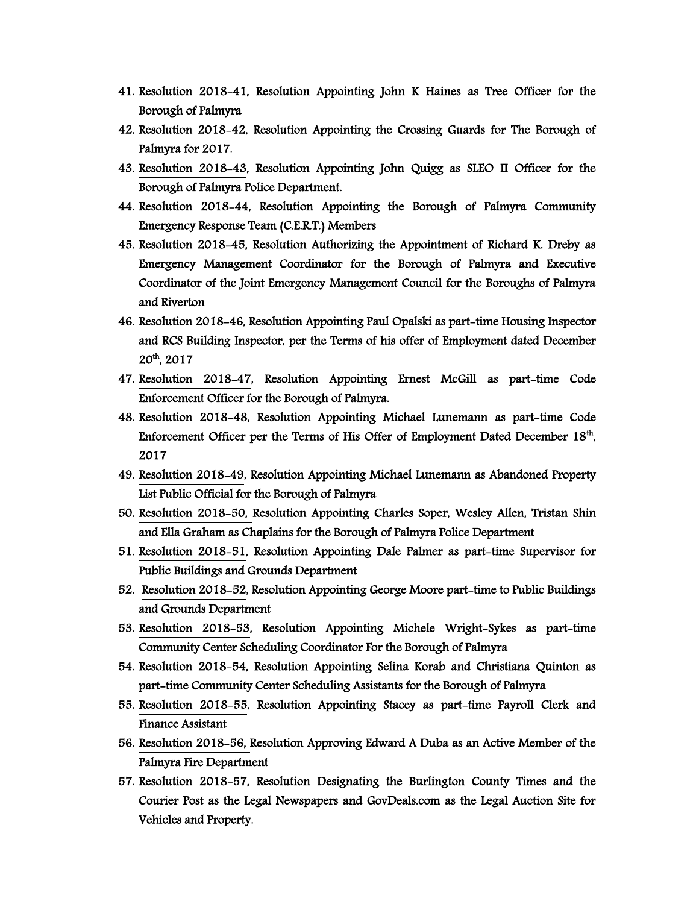41. Resolution 2018-41, Resolution Appointing John K Haines as Tree Officer for the Borough of Palmyra
42. Resolution 2018-42, Resolution Appointing the Crossing Guards for The Borough of Palmyra for 2017.
43. Resolution 2018-43, Resolution Appointing John Quigg as SLEO II Officer for the Borough of Palmyra Police Department.
44. Resolution 2018-44, Resolution Appointing the Borough of Palmyra Community Emergency Response Team (C.E.R.T.) Members
45. Resolution 2018-45, Resolution Authorizing the Appointment of Richard K. Dreby as Emergency Management Coordinator for the Borough of Palmyra and Executive Coordinator of the Joint Emergency Management Council for the Boroughs of Palmyra and Riverton
46. Resolution 2018-46, Resolution Appointing Paul Opalski as part-time Housing Inspector and RCS Building Inspector, per the Terms of his offer of Employment dated December 20th, 2017
47. Resolution 2018-47, Resolution Appointing Ernest McGill as part-time Code Enforcement Officer for the Borough of Palmyra.
48. Resolution 2018-48, Resolution Appointing Michael Lunemann as part-time Code Enforcement Officer per the Terms of His Offer of Employment Dated December 18th, 2017
49. Resolution 2018-49, Resolution Appointing Michael Lunemann as Abandoned Property List Public Official for the Borough of Palmyra
50. Resolution 2018-50, Resolution Appointing Charles Soper, Wesley Allen, Tristan Shin and Ella Graham as Chaplains for the Borough of Palmyra Police Department
51. Resolution 2018-51, Resolution Appointing Dale Palmer as part-time Supervisor for Public Buildings and Grounds Department
52. Resolution 2018-52, Resolution Appointing George Moore part-time to Public Buildings and Grounds Department
53. Resolution 2018-53, Resolution Appointing Michele Wright-Sykes as part-time Community Center Scheduling Coordinator For the Borough of Palmyra
54. Resolution 2018-54, Resolution Appointing Selina Korab and Christiana Quinton as part-time Community Center Scheduling Assistants for the Borough of Palmyra
55. Resolution 2018-55, Resolution Appointing Stacey as part-time Payroll Clerk and Finance Assistant
56. Resolution 2018-56, Resolution Approving Edward A Duba as an Active Member of the Palmyra Fire Department
57. Resolution 2018-57, Resolution Designating the Burlington County Times and the Courier Post as the Legal Newspapers and GovDeals.com as the Legal Auction Site for Vehicles and Property.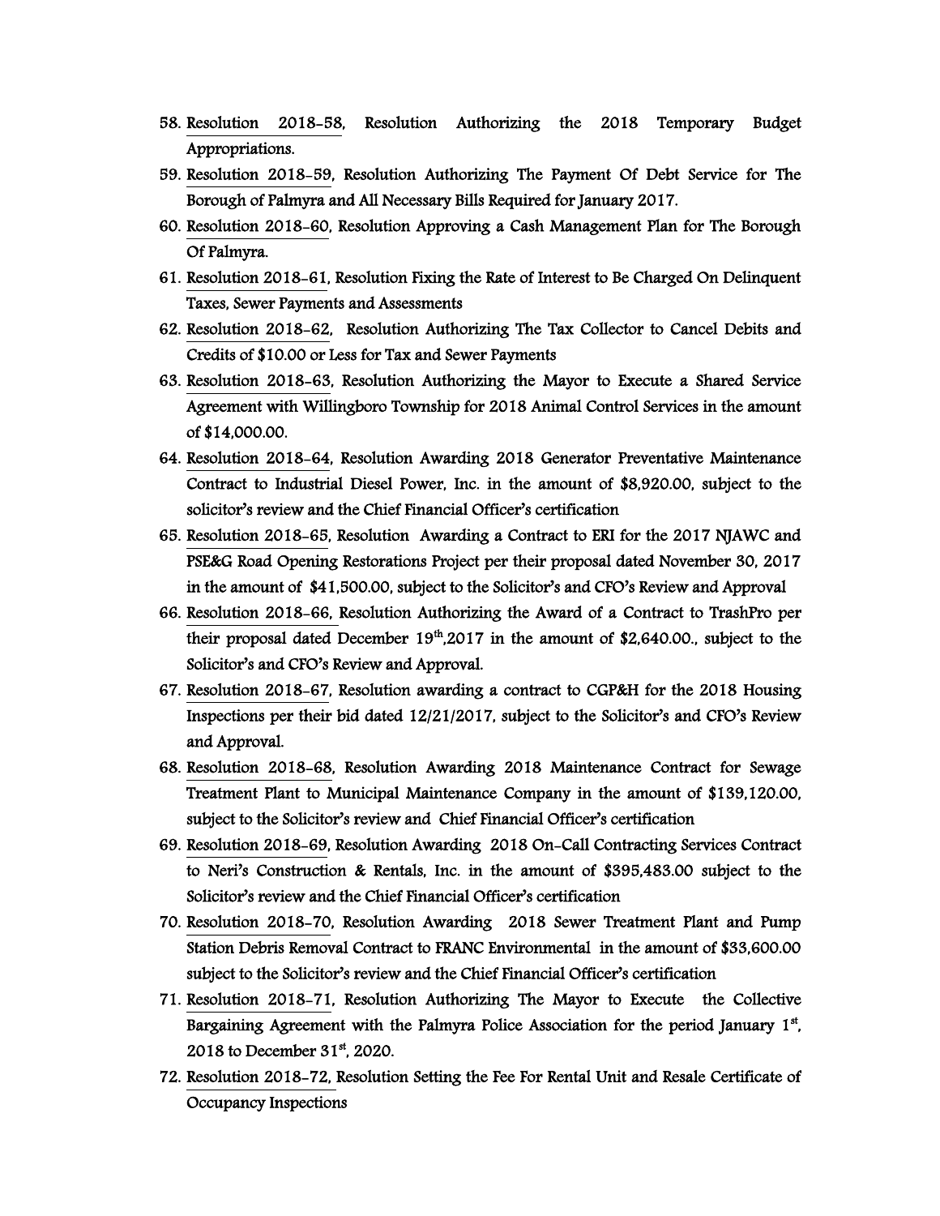58. Resolution 2018-58, Resolution Authorizing the 2018 Temporary Budget Appropriations.
59. Resolution 2018-59, Resolution Authorizing The Payment Of Debt Service for The Borough of Palmyra and All Necessary Bills Required for January 2017.
60. Resolution 2018-60, Resolution Approving a Cash Management Plan for The Borough Of Palmyra.
61. Resolution 2018-61, Resolution Fixing the Rate of Interest to Be Charged On Delinquent Taxes, Sewer Payments and Assessments
62. Resolution 2018-62, Resolution Authorizing The Tax Collector to Cancel Debits and Credits of $10.00 or Less for Tax and Sewer Payments
63. Resolution 2018-63, Resolution Authorizing the Mayor to Execute a Shared Service Agreement with Willingboro Township for 2018 Animal Control Services in the amount of $14,000.00.
64. Resolution 2018-64, Resolution Awarding 2018 Generator Preventative Maintenance Contract to Industrial Diesel Power, Inc. in the amount of $8,920.00, subject to the solicitor's review and the Chief Financial Officer's certification
65. Resolution 2018-65, Resolution Awarding a Contract to ERI for the 2017 NJAWC and PSE&G Road Opening Restorations Project per their proposal dated November 30, 2017 in the amount of $41,500.00, subject to the Solicitor's and CFO's Review and Approval
66. Resolution 2018-66, Resolution Authorizing the Award of a Contract to TrashPro per their proposal dated December 19th,2017 in the amount of $2,640.00., subject to the Solicitor's and CFO's Review and Approval.
67. Resolution 2018-67, Resolution awarding a contract to CGP&H for the 2018 Housing Inspections per their bid dated 12/21/2017, subject to the Solicitor's and CFO's Review and Approval.
68. Resolution 2018-68, Resolution Awarding 2018 Maintenance Contract for Sewage Treatment Plant to Municipal Maintenance Company in the amount of $139,120.00, subject to the Solicitor's review and Chief Financial Officer's certification
69. Resolution 2018-69, Resolution Awarding 2018 On-Call Contracting Services Contract to Neri's Construction & Rentals, Inc. in the amount of $395,483.00 subject to the Solicitor's review and the Chief Financial Officer's certification
70. Resolution 2018-70, Resolution Awarding 2018 Sewer Treatment Plant and Pump Station Debris Removal Contract to FRANC Environmental in the amount of $33,600.00 subject to the Solicitor's review and the Chief Financial Officer's certification
71. Resolution 2018-71, Resolution Authorizing The Mayor to Execute the Collective Bargaining Agreement with the Palmyra Police Association for the period January 1st, 2018 to December 31st, 2020.
72. Resolution 2018-72, Resolution Setting the Fee For Rental Unit and Resale Certificate of Occupancy Inspections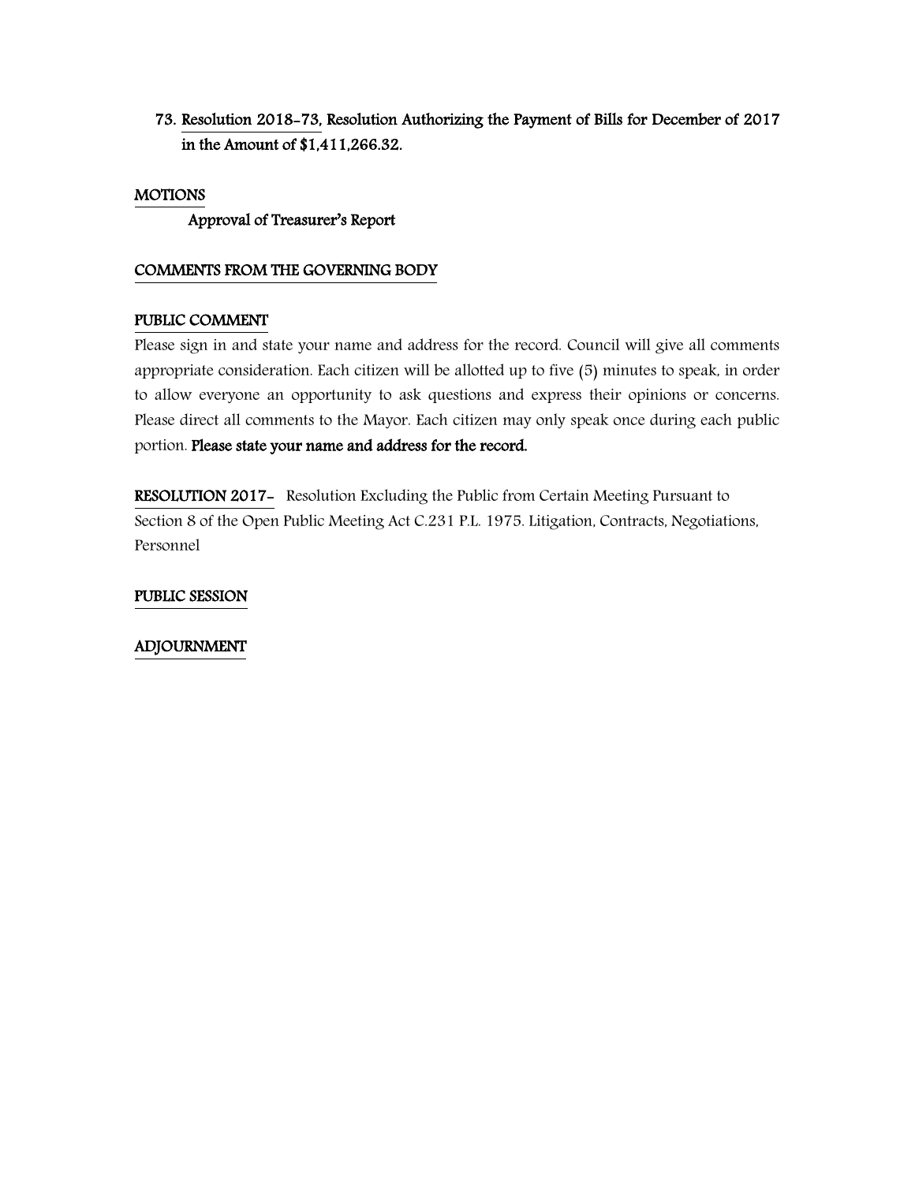73. <u>Resolution 2018-73</u>, **Resolution Authorizing the Payment of Bills for December of 2017 in the Amount of $1,411,266.32.**

**MOTIONS**

**Approval of Treasurer's Report**

**COMMENTS FROM THE GOVERNING BODY**

**PUBLIC COMMENT**

Please sign in and state your name and address for the record. Council will give all comments appropriate consideration. Each citizen will be allotted up to five (5) minutes to speak, in order to allow everyone an opportunity to ask questions and express their opinions or concerns. Please direct all comments to the Mayor. Each citizen may only speak once during each public portion. **Please state your name and address for the record.**

**RESOLUTION 2017-** Resolution Excluding the Public from Certain Meeting Pursuant to Section 8 of the Open Public Meeting Act C.231 P.L. 1975. Litigation, Contracts, Negotiations, Personnel

**PUBLIC SESSION**

**ADJOURNMENT**